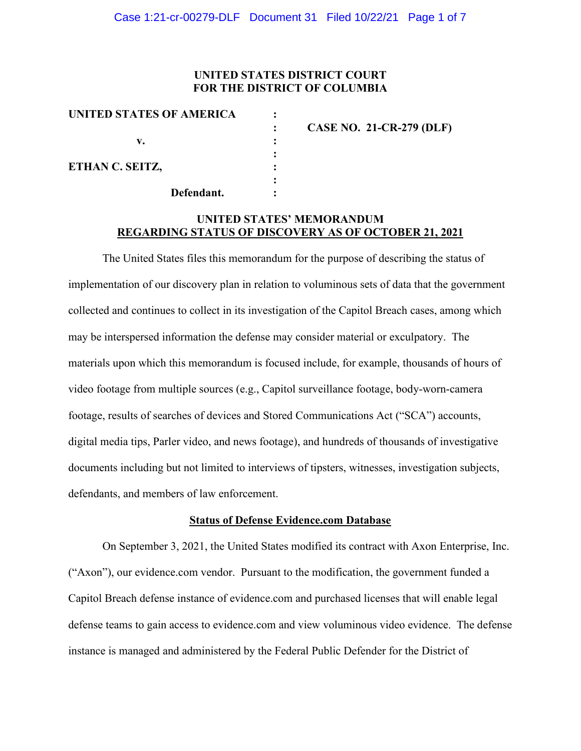**UNITED STATES DISTRICT COURT**
**FOR THE DISTRICT OF COLUMBIA**

| | | |
|---|---|---|
| **UNITED STATES OF AMERICA** | : | |
| | : | **CASE NO. 21-CR-279 (DLF)** |
| **v.** | : | |
| | : | |
| **ETHAN C. SEITZ,** | : | |
| | : | |
| **Defendant.** | : | |

**UNITED STATES' MEMORANDUM**
**REGARDING STATUS OF DISCOVERY AS OF OCTOBER 21, 2021**

The United States files this memorandum for the purpose of describing the status of implementation of our discovery plan in relation to voluminous sets of data that the government collected and continues to collect in its investigation of the Capitol Breach cases, among which may be interspersed information the defense may consider material or exculpatory. The materials upon which this memorandum is focused include, for example, thousands of hours of video footage from multiple sources (e.g., Capitol surveillance footage, body-worn-camera footage, results of searches of devices and Stored Communications Act ("SCA") accounts, digital media tips, Parler video, and news footage), and hundreds of thousands of investigative documents including but not limited to interviews of tipsters, witnesses, investigation subjects, defendants, and members of law enforcement.

**Status of Defense Evidence.com Database**

On September 3, 2021, the United States modified its contract with Axon Enterprise, Inc. ("Axon"), our evidence.com vendor. Pursuant to the modification, the government funded a Capitol Breach defense instance of evidence.com and purchased licenses that will enable legal defense teams to gain access to evidence.com and view voluminous video evidence. The defense instance is managed and administered by the Federal Public Defender for the District of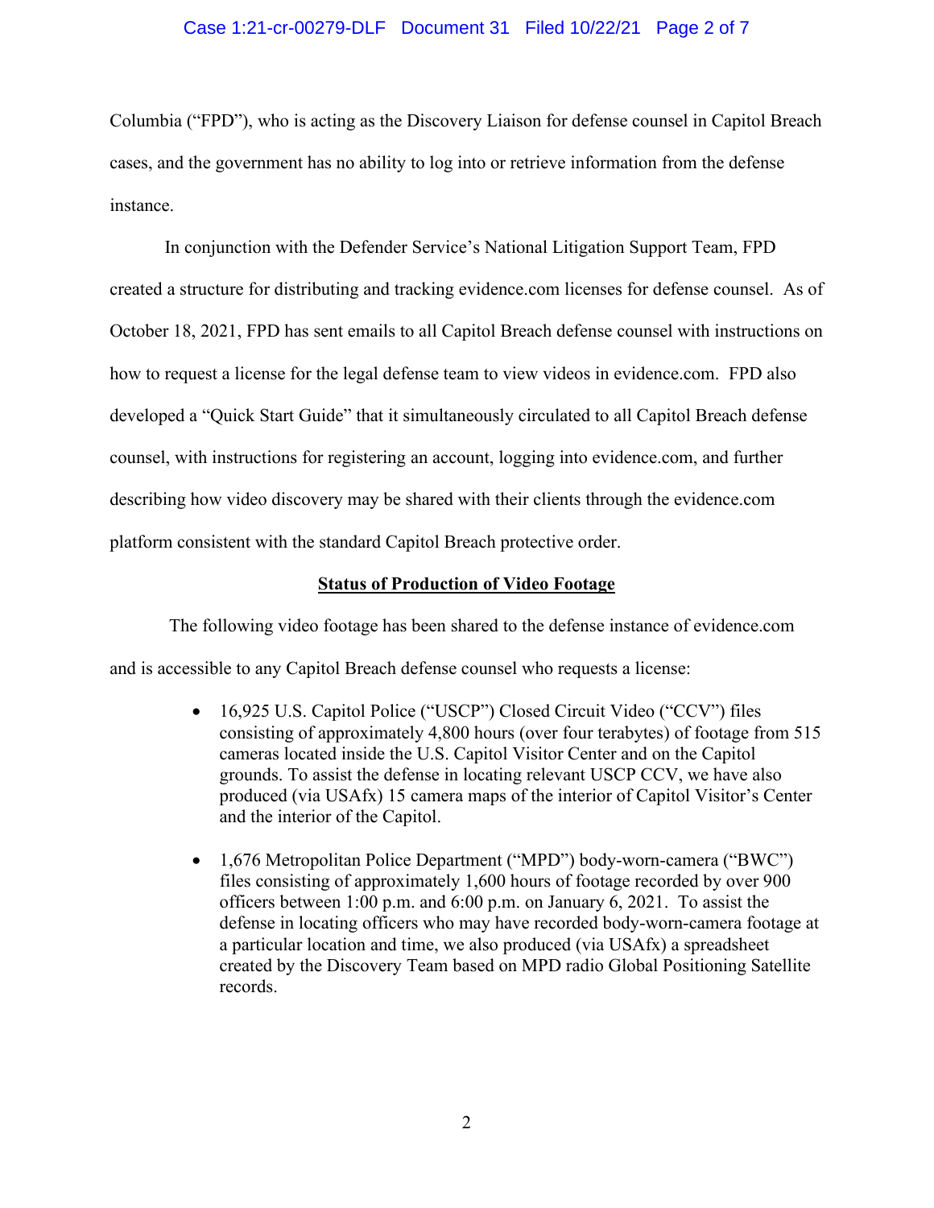Columbia ("FPD"), who is acting as the Discovery Liaison for defense counsel in Capitol Breach cases, and the government has no ability to log into or retrieve information from the defense instance.

In conjunction with the Defender Service's National Litigation Support Team, FPD created a structure for distributing and tracking evidence.com licenses for defense counsel. As of October 18, 2021, FPD has sent emails to all Capitol Breach defense counsel with instructions on how to request a license for the legal defense team to view videos in evidence.com. FPD also developed a "Quick Start Guide" that it simultaneously circulated to all Capitol Breach defense counsel, with instructions for registering an account, logging into evidence.com, and further describing how video discovery may be shared with their clients through the evidence.com platform consistent with the standard Capitol Breach protective order.

**Status of Production of Video Footage**

The following video footage has been shared to the defense instance of evidence.com and is accessible to any Capitol Breach defense counsel who requests a license:

- 16,925 U.S. Capitol Police ("USCP") Closed Circuit Video ("CCV") files consisting of approximately 4,800 hours (over four terabytes) of footage from 515 cameras located inside the U.S. Capitol Visitor Center and on the Capitol grounds. To assist the defense in locating relevant USCP CCV, we have also produced (via USAfx) 15 camera maps of the interior of Capitol Visitor's Center and the interior of the Capitol.

- 1,676 Metropolitan Police Department ("MPD") body-worn-camera ("BWC") files consisting of approximately 1,600 hours of footage recorded by over 900 officers between 1:00 p.m. and 6:00 p.m. on January 6, 2021. To assist the defense in locating officers who may have recorded body-worn-camera footage at a particular location and time, we also produced (via USAfx) a spreadsheet created by the Discovery Team based on MPD radio Global Positioning Satellite records.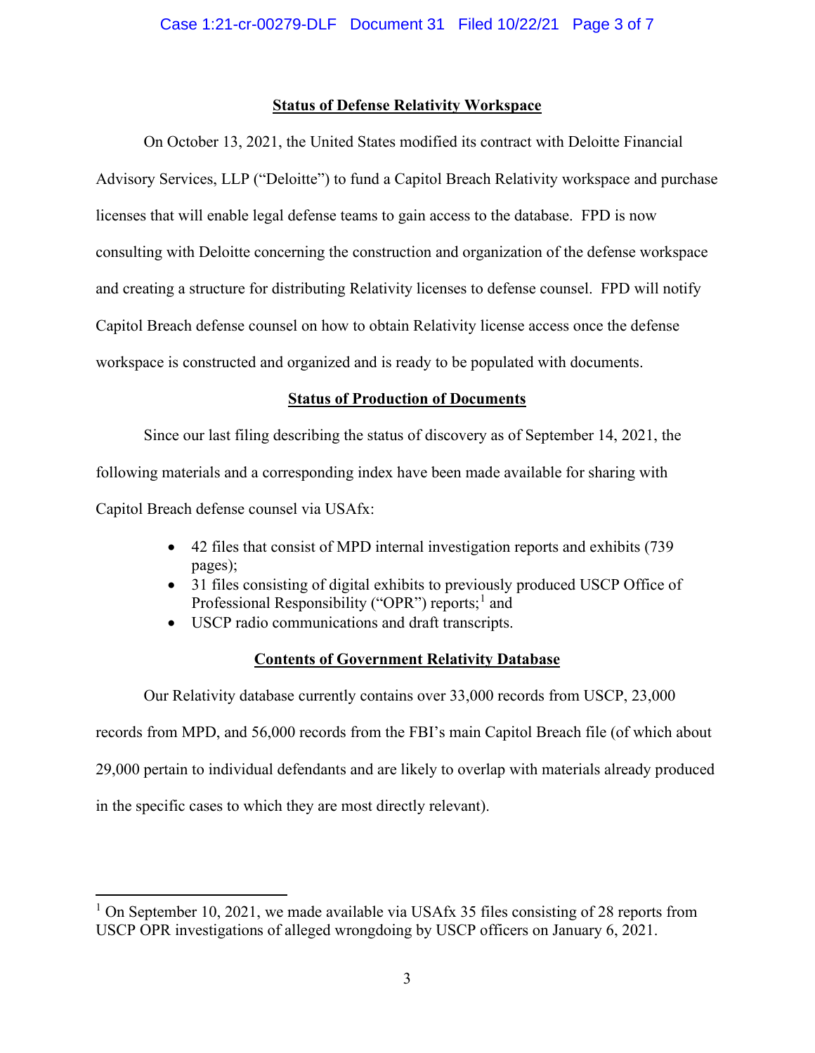**Status of Defense Relativity Workspace**

On October 13, 2021, the United States modified its contract with Deloitte Financial Advisory Services, LLP ("Deloitte") to fund a Capitol Breach Relativity workspace and purchase licenses that will enable legal defense teams to gain access to the database. FPD is now consulting with Deloitte concerning the construction and organization of the defense workspace and creating a structure for distributing Relativity licenses to defense counsel. FPD will notify Capitol Breach defense counsel on how to obtain Relativity license access once the defense workspace is constructed and organized and is ready to be populated with documents.

**Status of Production of Documents**

Since our last filing describing the status of discovery as of September 14, 2021, the following materials and a corresponding index have been made available for sharing with Capitol Breach defense counsel via USAfx:

- 42 files that consist of MPD internal investigation reports and exhibits (739 pages);
- 31 files consisting of digital exhibits to previously produced USCP Office of Professional Responsibility ("OPR") reports;[1] and
- USCP radio communications and draft transcripts.

**Contents of Government Relativity Database**

Our Relativity database currently contains over 33,000 records from USCP, 23,000 records from MPD, and 56,000 records from the FBI's main Capitol Breach file (of which about 29,000 pertain to individual defendants and are likely to overlap with materials already produced in the specific cases to which they are most directly relevant).

---

[1] On September 10, 2021, we made available via USAfx 35 files consisting of 28 reports from USCP OPR investigations of alleged wrongdoing by USCP officers on January 6, 2021.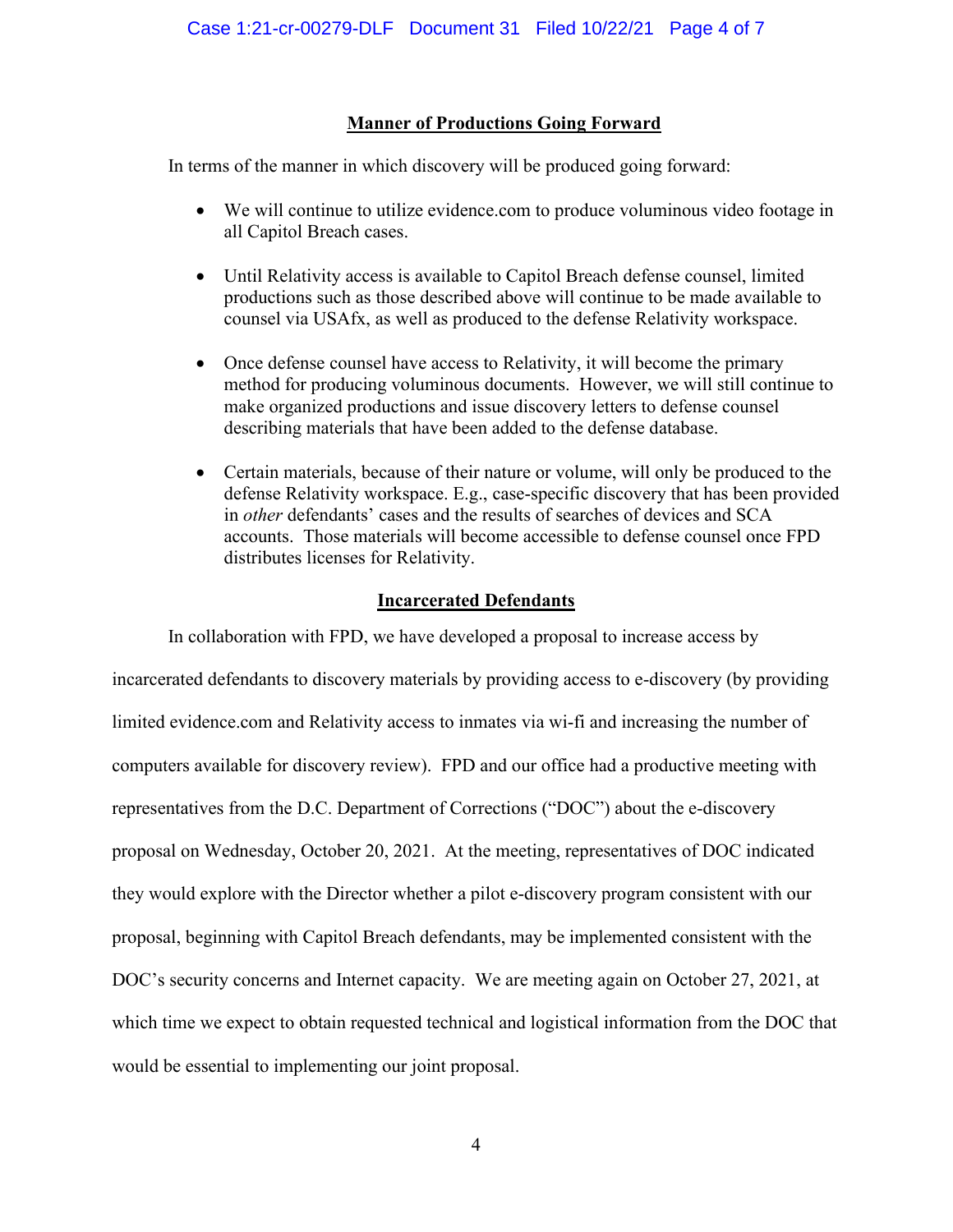## Manner of Productions Going Forward

In terms of the manner in which discovery will be produced going forward:

- We will continue to utilize evidence.com to produce voluminous video footage in all Capitol Breach cases.

- Until Relativity access is available to Capitol Breach defense counsel, limited productions such as those described above will continue to be made available to counsel via USAfx, as well as produced to the defense Relativity workspace.

- Once defense counsel have access to Relativity, it will become the primary method for producing voluminous documents. However, we will still continue to make organized productions and issue discovery letters to defense counsel describing materials that have been added to the defense database.

- Certain materials, because of their nature or volume, will only be produced to the defense Relativity workspace. E.g., case-specific discovery that has been provided in *other* defendants' cases and the results of searches of devices and SCA accounts. Those materials will become accessible to defense counsel once FPD distributes licenses for Relativity.

## Incarcerated Defendants

In collaboration with FPD, we have developed a proposal to increase access by incarcerated defendants to discovery materials by providing access to e-discovery (by providing limited evidence.com and Relativity access to inmates via wi-fi and increasing the number of computers available for discovery review). FPD and our office had a productive meeting with representatives from the D.C. Department of Corrections ("DOC") about the e-discovery proposal on Wednesday, October 20, 2021. At the meeting, representatives of DOC indicated they would explore with the Director whether a pilot e-discovery program consistent with our proposal, beginning with Capitol Breach defendants, may be implemented consistent with the DOC's security concerns and Internet capacity. We are meeting again on October 27, 2021, at which time we expect to obtain requested technical and logistical information from the DOC that would be essential to implementing our joint proposal.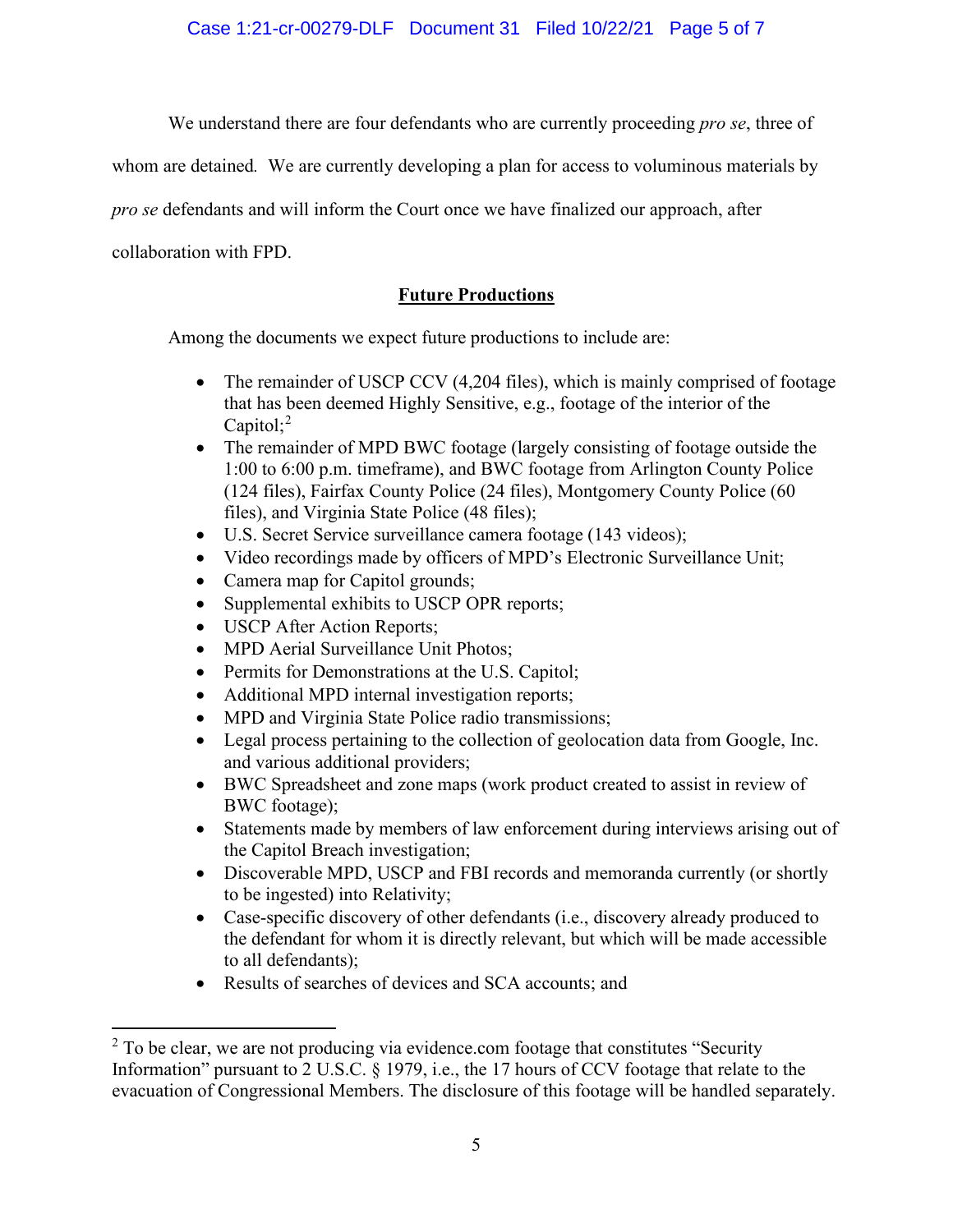We understand there are four defendants who are currently proceeding *pro se*, three of whom are detained. We are currently developing a plan for access to voluminous materials by *pro se* defendants and will inform the Court once we have finalized our approach, after collaboration with FPD.

## **Future Productions**

Among the documents we expect future productions to include are:

- The remainder of USCP CCV (4,204 files), which is mainly comprised of footage that has been deemed Highly Sensitive, e.g., footage of the interior of the Capitol;[2]
- The remainder of MPD BWC footage (largely consisting of footage outside the 1:00 to 6:00 p.m. timeframe), and BWC footage from Arlington County Police (124 files), Fairfax County Police (24 files), Montgomery County Police (60 files), and Virginia State Police (48 files);
- U.S. Secret Service surveillance camera footage (143 videos);
- Video recordings made by officers of MPD's Electronic Surveillance Unit;
- Camera map for Capitol grounds;
- Supplemental exhibits to USCP OPR reports;
- USCP After Action Reports;
- MPD Aerial Surveillance Unit Photos;
- Permits for Demonstrations at the U.S. Capitol;
- Additional MPD internal investigation reports;
- MPD and Virginia State Police radio transmissions;
- Legal process pertaining to the collection of geolocation data from Google, Inc. and various additional providers;
- BWC Spreadsheet and zone maps (work product created to assist in review of BWC footage);
- Statements made by members of law enforcement during interviews arising out of the Capitol Breach investigation;
- Discoverable MPD, USCP and FBI records and memoranda currently (or shortly to be ingested) into Relativity;
- Case-specific discovery of other defendants (i.e., discovery already produced to the defendant for whom it is directly relevant, but which will be made accessible to all defendants);
- Results of searches of devices and SCA accounts; and

[2] To be clear, we are not producing via evidence.com footage that constitutes "Security Information" pursuant to 2 U.S.C. § 1979, i.e., the 17 hours of CCV footage that relate to the evacuation of Congressional Members. The disclosure of this footage will be handled separately.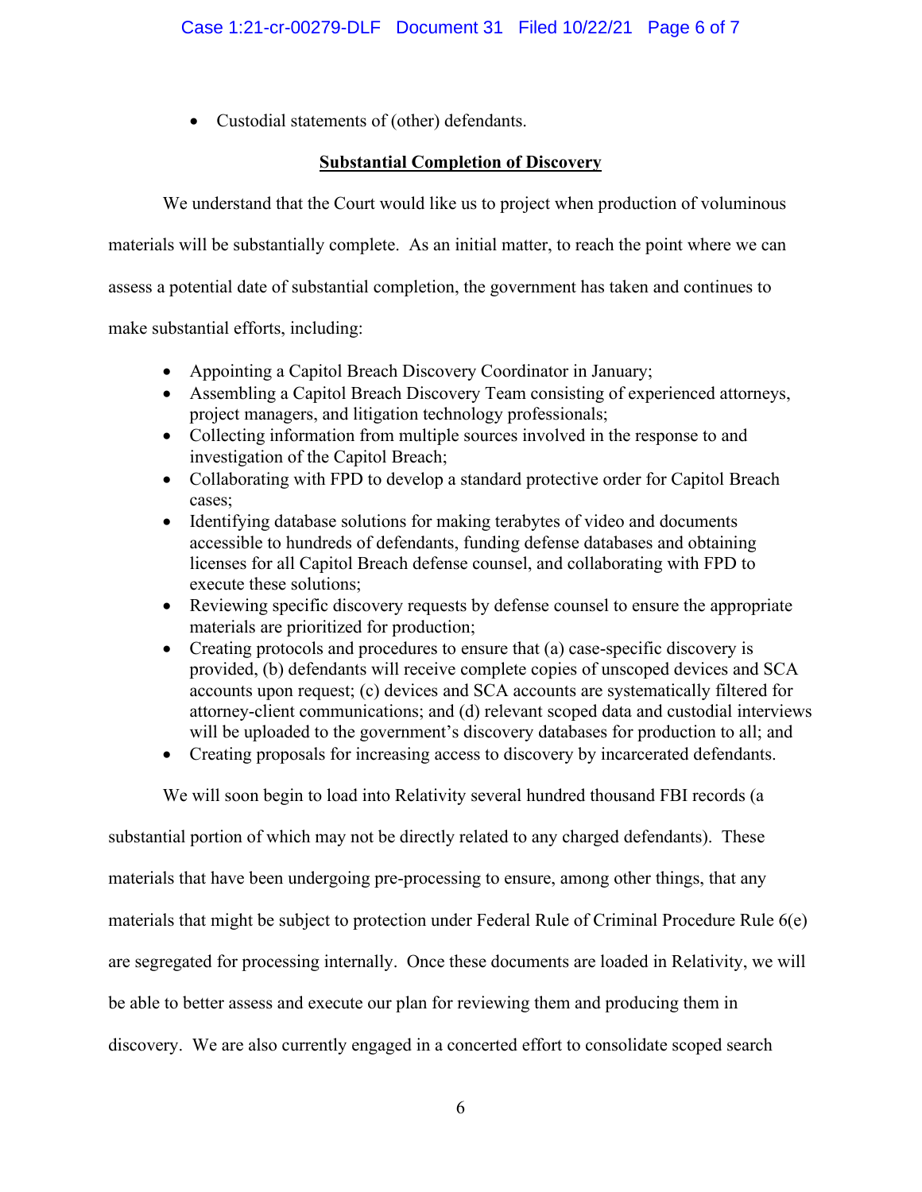- Custodial statements of (other) defendants.

**Substantial Completion of Discovery**

We understand that the Court would like us to project when production of voluminous materials will be substantially complete. As an initial matter, to reach the point where we can assess a potential date of substantial completion, the government has taken and continues to make substantial efforts, including:

- Appointing a Capitol Breach Discovery Coordinator in January;
- Assembling a Capitol Breach Discovery Team consisting of experienced attorneys, project managers, and litigation technology professionals;
- Collecting information from multiple sources involved in the response to and investigation of the Capitol Breach;
- Collaborating with FPD to develop a standard protective order for Capitol Breach cases;
- Identifying database solutions for making terabytes of video and documents accessible to hundreds of defendants, funding defense databases and obtaining licenses for all Capitol Breach defense counsel, and collaborating with FPD to execute these solutions;
- Reviewing specific discovery requests by defense counsel to ensure the appropriate materials are prioritized for production;
- Creating protocols and procedures to ensure that (a) case-specific discovery is provided, (b) defendants will receive complete copies of unscoped devices and SCA accounts upon request; (c) devices and SCA accounts are systematically filtered for attorney-client communications; and (d) relevant scoped data and custodial interviews will be uploaded to the government's discovery databases for production to all; and
- Creating proposals for increasing access to discovery by incarcerated defendants.

We will soon begin to load into Relativity several hundred thousand FBI records (a substantial portion of which may not be directly related to any charged defendants). These materials that have been undergoing pre-processing to ensure, among other things, that any materials that might be subject to protection under Federal Rule of Criminal Procedure Rule 6(e) are segregated for processing internally. Once these documents are loaded in Relativity, we will be able to better assess and execute our plan for reviewing them and producing them in discovery. We are also currently engaged in a concerted effort to consolidate scoped search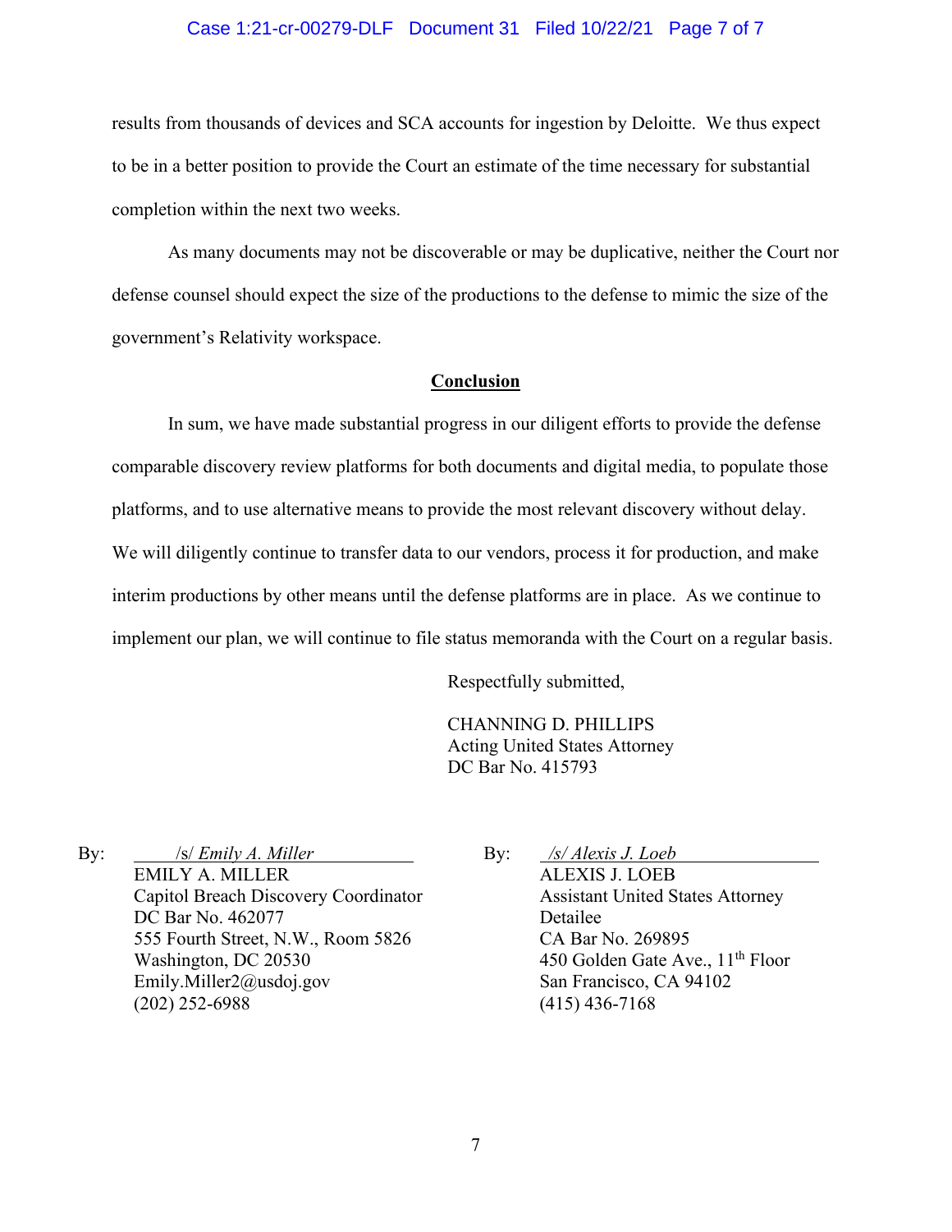results from thousands of devices and SCA accounts for ingestion by Deloitte. We thus expect to be in a better position to provide the Court an estimate of the time necessary for substantial completion within the next two weeks.

As many documents may not be discoverable or may be duplicative, neither the Court nor defense counsel should expect the size of the productions to the defense to mimic the size of the government's Relativity workspace.

## Conclusion

In sum, we have made substantial progress in our diligent efforts to provide the defense comparable discovery review platforms for both documents and digital media, to populate those platforms, and to use alternative means to provide the most relevant discovery without delay. We will diligently continue to transfer data to our vendors, process it for production, and make interim productions by other means until the defense platforms are in place. As we continue to implement our plan, we will continue to file status memoranda with the Court on a regular basis.

Respectfully submitted,

CHANNING D. PHILLIPS
Acting United States Attorney
DC Bar No. 415793

By: /s/ *Emily A. Miller*
EMILY A. MILLER
Capitol Breach Discovery Coordinator
DC Bar No. 462077
555 Fourth Street, N.W., Room 5826
Washington, DC 20530
Emily.Miller2@usdoj.gov
(202) 252-6988

By: /s/ *Alexis J. Loeb*
ALEXIS J. LOEB
Assistant United States Attorney
Detailee
CA Bar No. 269895
450 Golden Gate Ave., 11th Floor
San Francisco, CA 94102
(415) 436-7168